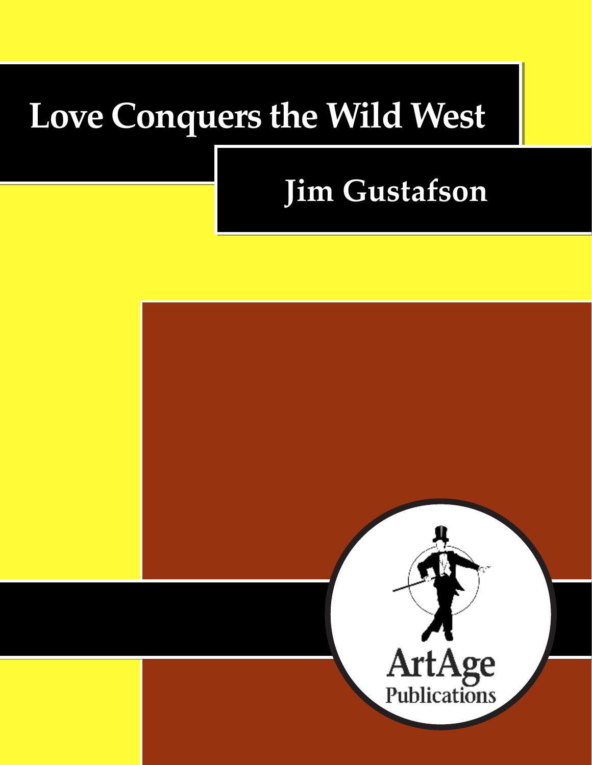# Love Conquers the Wild West

## Jim Gustafson

ArtAge Publications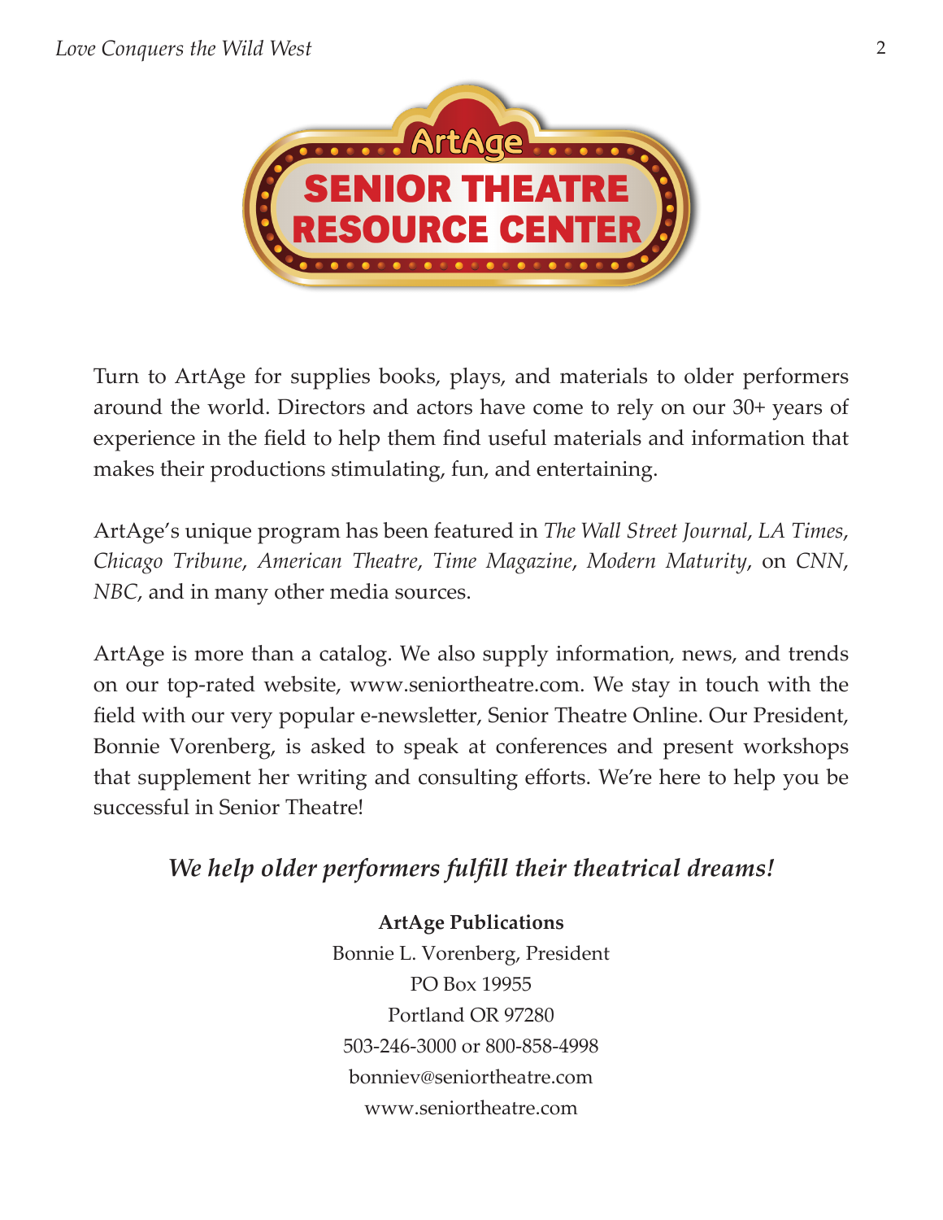# ArtAge SENIOR THEATRE RESOURCE CENTER

Turn to ArtAge for supplies books, plays, and materials to older performers around the world. Directors and actors have come to rely on our 30+ years of experience in the field to help them find useful materials and information that makes their productions stimulating, fun, and entertaining.

ArtAge's unique program has been featured in *The Wall Street Journal*, *LA Times*, *Chicago Tribune*, *American Theatre*, *Time Magazine*, *Modern Maturity*, on *CNN*, *NBC*, and in many other media sources.

ArtAge is more than a catalog. We also supply information, news, and trends on our top-rated website, www.seniortheatre.com. We stay in touch with the field with our very popular e-newsletter, Senior Theatre Online. Our President, Bonnie Vorenberg, is asked to speak at conferences and present workshops that supplement her writing and consulting efforts. We're here to help you be successful in Senior Theatre!

***We help older performers fulfill their theatrical dreams!***

**ArtAge Publications**
Bonnie L. Vorenberg, President
PO Box 19955
Portland OR 97280
503-246-3000 or 800-858-4998
bonniev@seniortheatre.com
www.seniortheatre.com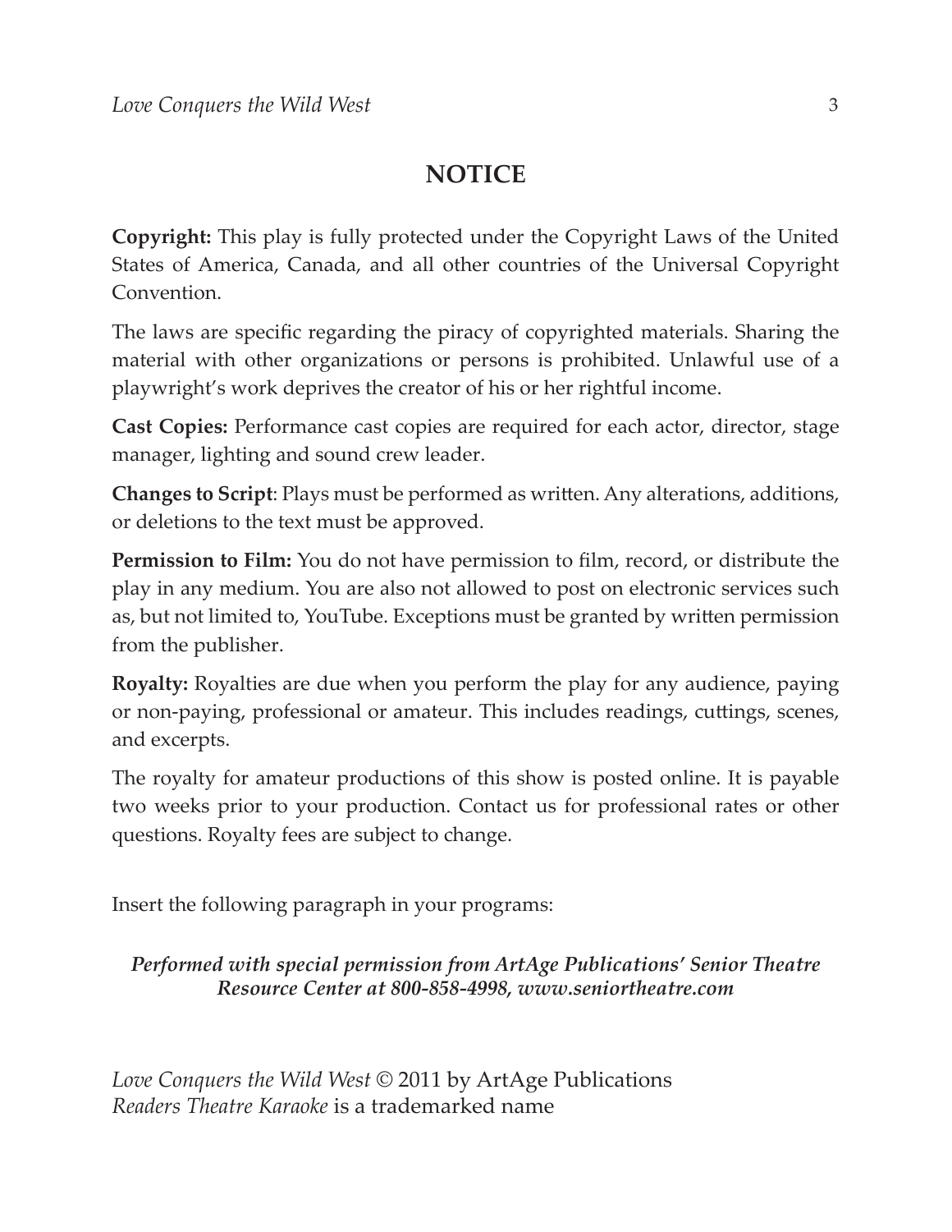## NOTICE

**Copyright:** This play is fully protected under the Copyright Laws of the United States of America, Canada, and all other countries of the Universal Copyright Convention.

The laws are specific regarding the piracy of copyrighted materials. Sharing the material with other organizations or persons is prohibited. Unlawful use of a playwright's work deprives the creator of his or her rightful income.

**Cast Copies:** Performance cast copies are required for each actor, director, stage manager, lighting and sound crew leader.

**Changes to Script**: Plays must be performed as written. Any alterations, additions, or deletions to the text must be approved.

**Permission to Film:** You do not have permission to film, record, or distribute the play in any medium. You are also not allowed to post on electronic services such as, but not limited to, YouTube. Exceptions must be granted by written permission from the publisher.

**Royalty:** Royalties are due when you perform the play for any audience, paying or non-paying, professional or amateur. This includes readings, cuttings, scenes, and excerpts.

The royalty for amateur productions of this show is posted online. It is payable two weeks prior to your production. Contact us for professional rates or other questions. Royalty fees are subject to change.

Insert the following paragraph in your programs:

***Performed with special permission from ArtAge Publications' Senior Theatre Resource Center at 800-858-4998, www.seniortheatre.com***

*Love Conquers the Wild West* © 2011 by ArtAge Publications
*Readers Theatre Karaoke* is a trademarked name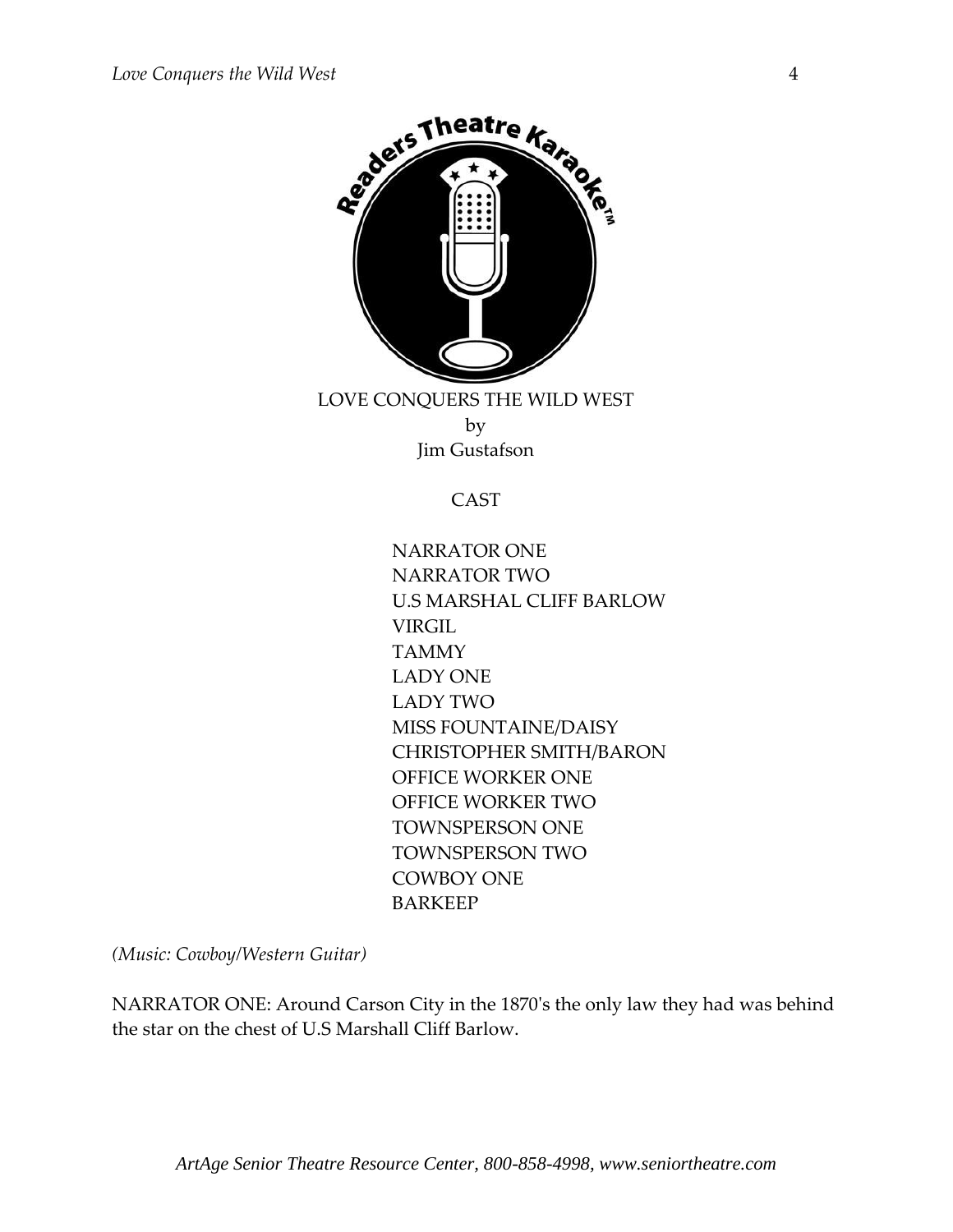LOVE CONQUERS THE WILD WEST

by

Jim Gustafson

CAST

NARRATOR ONE
NARRATOR TWO
U.S MARSHAL CLIFF BARLOW
VIRGIL
TAMMY
LADY ONE
LADY TWO
MISS FOUNTAINE/DAISY
CHRISTOPHER SMITH/BARON
OFFICE WORKER ONE
OFFICE WORKER TWO
TOWNSPERSON ONE
TOWNSPERSON TWO
COWBOY ONE
BARKEEP

*(Music: Cowboy/Western Guitar)*

NARRATOR ONE: Around Carson City in the 1870's the only law they had was behind the star on the chest of U.S Marshall Cliff Barlow.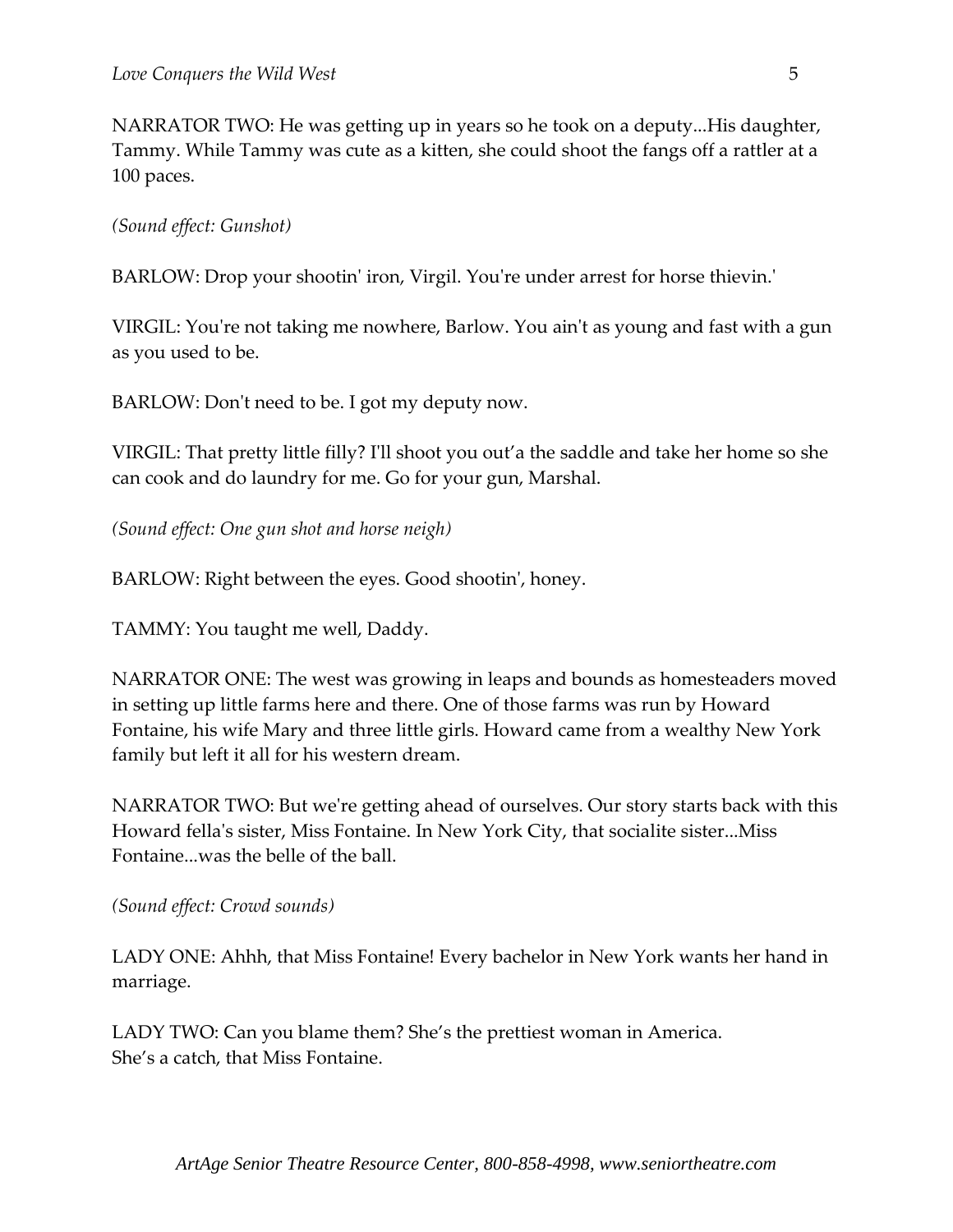NARRATOR TWO: He was getting up in years so he took on a deputy...His daughter, Tammy. While Tammy was cute as a kitten, she could shoot the fangs off a rattler at a 100 paces.

*(Sound effect: Gunshot)*

BARLOW: Drop your shootin' iron, Virgil. You're under arrest for horse thievin.'

VIRGIL: You're not taking me nowhere, Barlow. You ain't as young and fast with a gun as you used to be.

BARLOW: Don't need to be. I got my deputy now.

VIRGIL: That pretty little filly? I'll shoot you out'a the saddle and take her home so she can cook and do laundry for me. Go for your gun, Marshal.

*(Sound effect: One gun shot and horse neigh)*

BARLOW: Right between the eyes. Good shootin', honey.

TAMMY: You taught me well, Daddy.

NARRATOR ONE: The west was growing in leaps and bounds as homesteaders moved in setting up little farms here and there. One of those farms was run by Howard Fontaine, his wife Mary and three little girls. Howard came from a wealthy New York family but left it all for his western dream.

NARRATOR TWO: But we're getting ahead of ourselves. Our story starts back with this Howard fella's sister, Miss Fontaine. In New York City, that socialite sister...Miss Fontaine...was the belle of the ball.

*(Sound effect: Crowd sounds)*

LADY ONE: Ahhh, that Miss Fontaine! Every bachelor in New York wants her hand in marriage.

LADY TWO: Can you blame them? She's the prettiest woman in America.
She's a catch, that Miss Fontaine.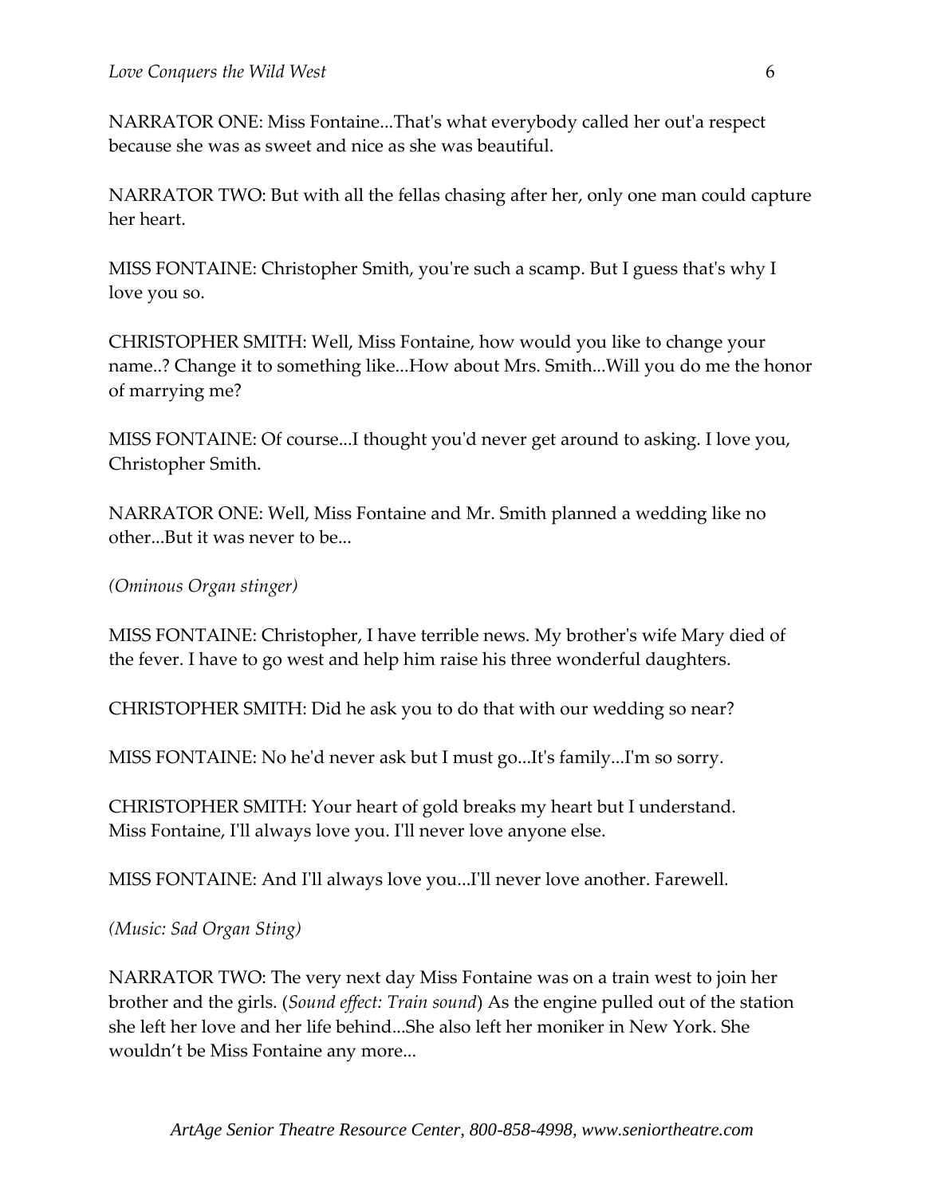NARRATOR ONE: Miss Fontaine...That's what everybody called her out'a respect because she was as sweet and nice as she was beautiful.

NARRATOR TWO: But with all the fellas chasing after her, only one man could capture her heart.

MISS FONTAINE: Christopher Smith, you're such a scamp. But I guess that's why I love you so.

CHRISTOPHER SMITH: Well, Miss Fontaine, how would you like to change your name..? Change it to something like...How about Mrs. Smith...Will you do me the honor of marrying me?

MISS FONTAINE: Of course...I thought you'd never get around to asking. I love you, Christopher Smith.

NARRATOR ONE: Well, Miss Fontaine and Mr. Smith planned a wedding like no other...But it was never to be...

*(Ominous Organ stinger)*

MISS FONTAINE: Christopher, I have terrible news. My brother's wife Mary died of the fever. I have to go west and help him raise his three wonderful daughters.

CHRISTOPHER SMITH: Did he ask you to do that with our wedding so near?

MISS FONTAINE: No he'd never ask but I must go...It's family...I'm so sorry.

CHRISTOPHER SMITH: Your heart of gold breaks my heart but I understand. Miss Fontaine, I'll always love you. I'll never love anyone else.

MISS FONTAINE: And I'll always love you...I'll never love another. Farewell.

*(Music: Sad Organ Sting)*

NARRATOR TWO: The very next day Miss Fontaine was on a train west to join her brother and the girls. (*Sound effect: Train sound*) As the engine pulled out of the station she left her love and her life behind...She also left her moniker in New York. She wouldn't be Miss Fontaine any more...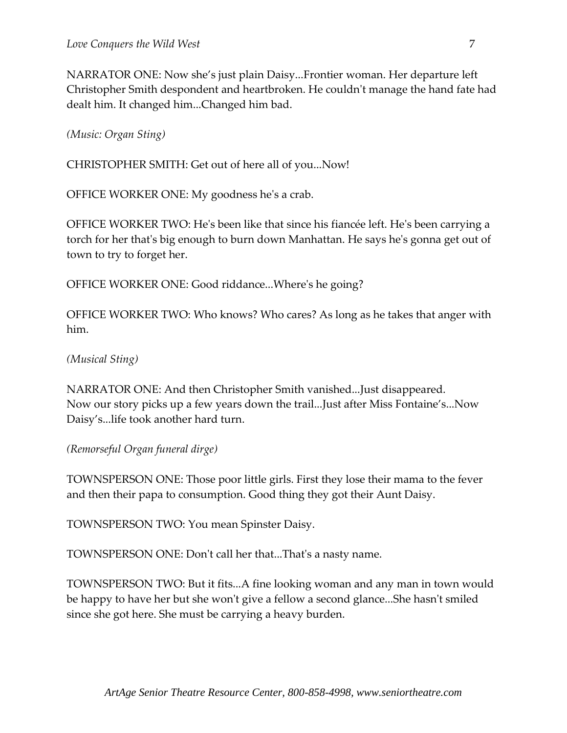NARRATOR ONE: Now she's just plain Daisy...Frontier woman. Her departure left Christopher Smith despondent and heartbroken. He couldn't manage the hand fate had dealt him. It changed him...Changed him bad.

*(Music: Organ Sting)*

CHRISTOPHER SMITH: Get out of here all of you...Now!

OFFICE WORKER ONE: My goodness he's a crab.

OFFICE WORKER TWO: He's been like that since his fiancée left. He's been carrying a torch for her that's big enough to burn down Manhattan. He says he's gonna get out of town to try to forget her.

OFFICE WORKER ONE: Good riddance...Where's he going?

OFFICE WORKER TWO: Who knows? Who cares? As long as he takes that anger with him.

*(Musical Sting)*

NARRATOR ONE: And then Christopher Smith vanished...Just disappeared. Now our story picks up a few years down the trail...Just after Miss Fontaine's...Now Daisy's...life took another hard turn.

*(Remorseful Organ funeral dirge)*

TOWNSPERSON ONE: Those poor little girls. First they lose their mama to the fever and then their papa to consumption. Good thing they got their Aunt Daisy.

TOWNSPERSON TWO: You mean Spinster Daisy.

TOWNSPERSON ONE: Don't call her that...That's a nasty name.

TOWNSPERSON TWO: But it fits...A fine looking woman and any man in town would be happy to have her but she won't give a fellow a second glance...She hasn't smiled since she got here. She must be carrying a heavy burden.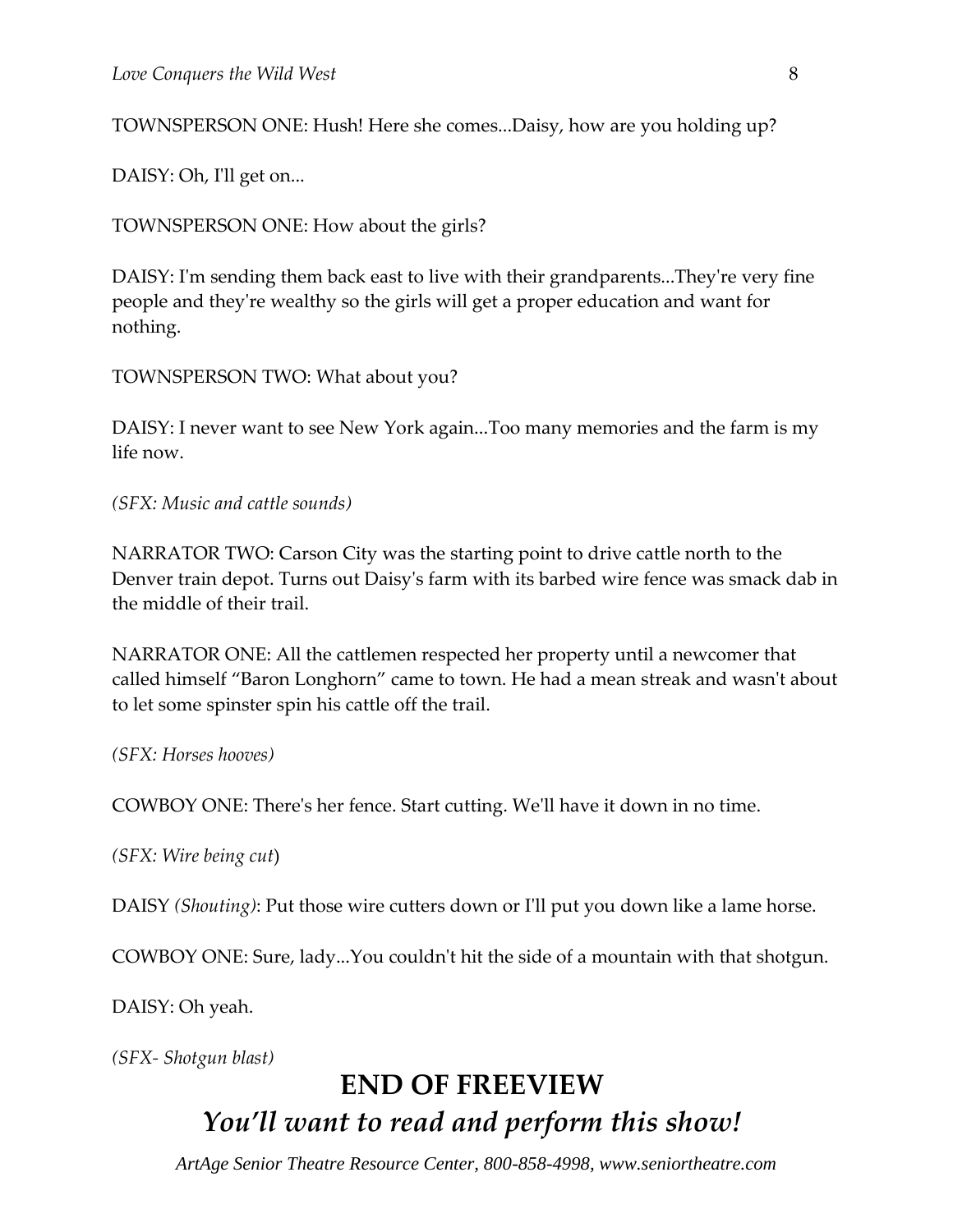TOWNSPERSON ONE: Hush! Here she comes...Daisy, how are you holding up?

DAISY: Oh, I'll get on...

TOWNSPERSON ONE: How about the girls?

DAISY: I'm sending them back east to live with their grandparents...They're very fine people and they're wealthy so the girls will get a proper education and want for nothing.

TOWNSPERSON TWO: What about you?

DAISY: I never want to see New York again...Too many memories and the farm is my life now.

*(SFX: Music and cattle sounds)*

NARRATOR TWO: Carson City was the starting point to drive cattle north to the Denver train depot. Turns out Daisy's farm with its barbed wire fence was smack dab in the middle of their trail.

NARRATOR ONE: All the cattlemen respected her property until a newcomer that called himself "Baron Longhorn" came to town. He had a mean streak and wasn't about to let some spinster spin his cattle off the trail.

*(SFX: Horses hooves)*

COWBOY ONE: There's her fence. Start cutting. We'll have it down in no time.

*(SFX: Wire being cut)*

DAISY *(Shouting)*: Put those wire cutters down or I'll put you down like a lame horse.

COWBOY ONE: Sure, lady...You couldn't hit the side of a mountain with that shotgun.

DAISY: Oh yeah.

*(SFX- Shotgun blast)*

## END OF FREEVIEW

## *You'll want to read and perform this show!*

*ArtAge Senior Theatre Resource Center, 800-858-4998, www.seniortheatre.com*